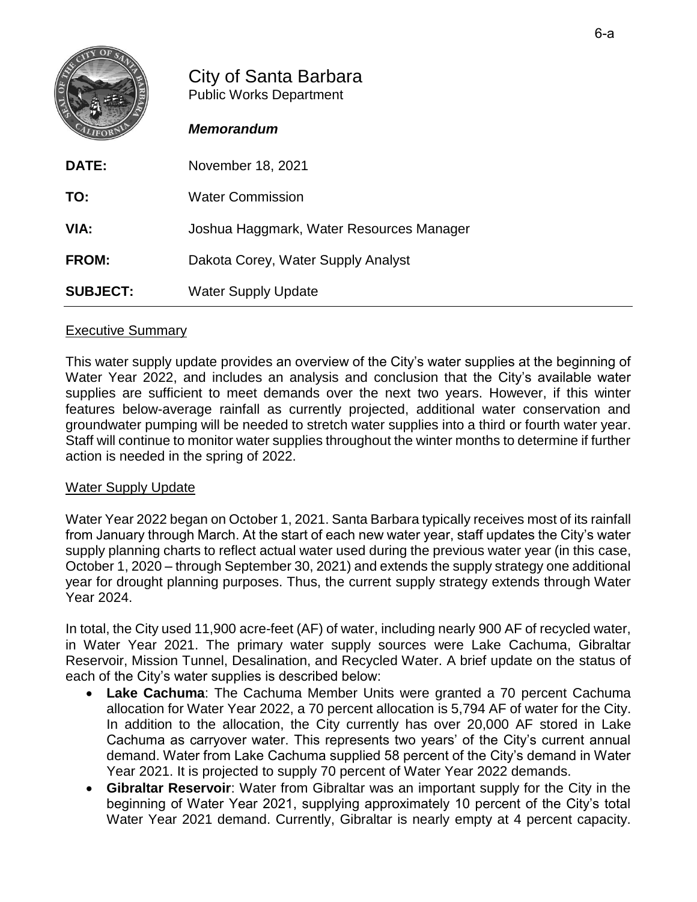City of Santa Barbara
Public Works Department

***Memorandum***

| | |
|---|---|
| **DATE:** | November 18, 2021 |
| **TO:** | Water Commission |
| **VIA:** | Joshua Haggmark, Water Resources Manager |
| **FROM:** | Dakota Corey, Water Supply Analyst |
| **SUBJECT:** | Water Supply Update |

## Executive Summary

This water supply update provides an overview of the City's water supplies at the beginning of Water Year 2022, and includes an analysis and conclusion that the City's available water supplies are sufficient to meet demands over the next two years. However, if this winter features below-average rainfall as currently projected, additional water conservation and groundwater pumping will be needed to stretch water supplies into a third or fourth water year. Staff will continue to monitor water supplies throughout the winter months to determine if further action is needed in the spring of 2022.

## Water Supply Update

Water Year 2022 began on October 1, 2021. Santa Barbara typically receives most of its rainfall from January through March. At the start of each new water year, staff updates the City's water supply planning charts to reflect actual water used during the previous water year (in this case, October 1, 2020 – through September 30, 2021) and extends the supply strategy one additional year for drought planning purposes. Thus, the current supply strategy extends through Water Year 2024.

In total, the City used 11,900 acre-feet (AF) of water, including nearly 900 AF of recycled water, in Water Year 2021. The primary water supply sources were Lake Cachuma, Gibraltar Reservoir, Mission Tunnel, Desalination, and Recycled Water. A brief update on the status of each of the City's water supplies is described below:

- **Lake Cachuma**: The Cachuma Member Units were granted a 70 percent Cachuma allocation for Water Year 2022, a 70 percent allocation is 5,794 AF of water for the City. In addition to the allocation, the City currently has over 20,000 AF stored in Lake Cachuma as carryover water. This represents two years' of the City's current annual demand. Water from Lake Cachuma supplied 58 percent of the City's demand in Water Year 2021. It is projected to supply 70 percent of Water Year 2022 demands.
- **Gibraltar Reservoir**: Water from Gibraltar was an important supply for the City in the beginning of Water Year 2021, supplying approximately 10 percent of the City's total Water Year 2021 demand. Currently, Gibraltar is nearly empty at 4 percent capacity.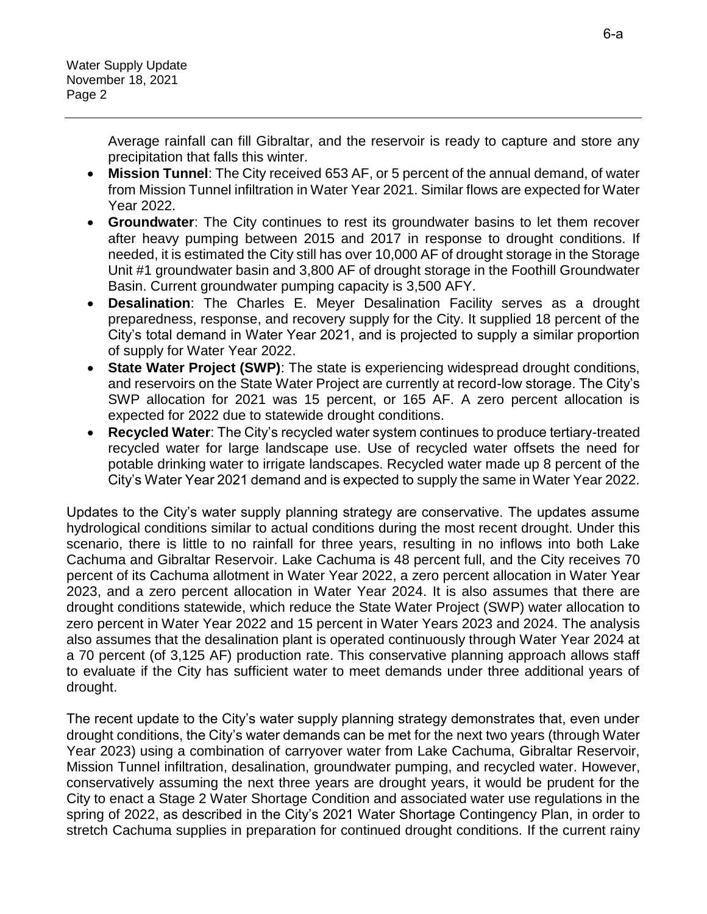Average rainfall can fill Gibraltar, and the reservoir is ready to capture and store any precipitation that falls this winter.

- **Mission Tunnel**: The City received 653 AF, or 5 percent of the annual demand, of water from Mission Tunnel infiltration in Water Year 2021. Similar flows are expected for Water Year 2022.
- **Groundwater**: The City continues to rest its groundwater basins to let them recover after heavy pumping between 2015 and 2017 in response to drought conditions. If needed, it is estimated the City still has over 10,000 AF of drought storage in the Storage Unit #1 groundwater basin and 3,800 AF of drought storage in the Foothill Groundwater Basin. Current groundwater pumping capacity is 3,500 AFY.
- **Desalination**: The Charles E. Meyer Desalination Facility serves as a drought preparedness, response, and recovery supply for the City. It supplied 18 percent of the City's total demand in Water Year 2021, and is projected to supply a similar proportion of supply for Water Year 2022.
- **State Water Project (SWP)**: The state is experiencing widespread drought conditions, and reservoirs on the State Water Project are currently at record-low storage. The City's SWP allocation for 2021 was 15 percent, or 165 AF. A zero percent allocation is expected for 2022 due to statewide drought conditions.
- **Recycled Water**: The City's recycled water system continues to produce tertiary-treated recycled water for large landscape use. Use of recycled water offsets the need for potable drinking water to irrigate landscapes. Recycled water made up 8 percent of the City's Water Year 2021 demand and is expected to supply the same in Water Year 2022.

Updates to the City's water supply planning strategy are conservative. The updates assume hydrological conditions similar to actual conditions during the most recent drought. Under this scenario, there is little to no rainfall for three years, resulting in no inflows into both Lake Cachuma and Gibraltar Reservoir. Lake Cachuma is 48 percent full, and the City receives 70 percent of its Cachuma allotment in Water Year 2022, a zero percent allocation in Water Year 2023, and a zero percent allocation in Water Year 2024. It is also assumes that there are drought conditions statewide, which reduce the State Water Project (SWP) water allocation to zero percent in Water Year 2022 and 15 percent in Water Years 2023 and 2024. The analysis also assumes that the desalination plant is operated continuously through Water Year 2024 at a 70 percent (of 3,125 AF) production rate. This conservative planning approach allows staff to evaluate if the City has sufficient water to meet demands under three additional years of drought.

The recent update to the City's water supply planning strategy demonstrates that, even under drought conditions, the City's water demands can be met for the next two years (through Water Year 2023) using a combination of carryover water from Lake Cachuma, Gibraltar Reservoir, Mission Tunnel infiltration, desalination, groundwater pumping, and recycled water. However, conservatively assuming the next three years are drought years, it would be prudent for the City to enact a Stage 2 Water Shortage Condition and associated water use regulations in the spring of 2022, as described in the City's 2021 Water Shortage Contingency Plan, in order to stretch Cachuma supplies in preparation for continued drought conditions. If the current rainy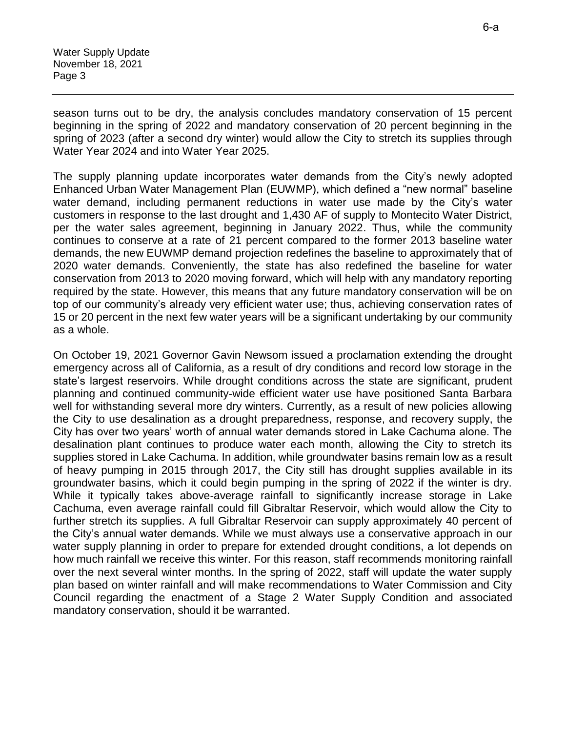season turns out to be dry, the analysis concludes mandatory conservation of 15 percent beginning in the spring of 2022 and mandatory conservation of 20 percent beginning in the spring of 2023 (after a second dry winter) would allow the City to stretch its supplies through Water Year 2024 and into Water Year 2025.

The supply planning update incorporates water demands from the City's newly adopted Enhanced Urban Water Management Plan (EUWMP), which defined a "new normal" baseline water demand, including permanent reductions in water use made by the City's water customers in response to the last drought and 1,430 AF of supply to Montecito Water District, per the water sales agreement, beginning in January 2022. Thus, while the community continues to conserve at a rate of 21 percent compared to the former 2013 baseline water demands, the new EUWMP demand projection redefines the baseline to approximately that of 2020 water demands. Conveniently, the state has also redefined the baseline for water conservation from 2013 to 2020 moving forward, which will help with any mandatory reporting required by the state. However, this means that any future mandatory conservation will be on top of our community's already very efficient water use; thus, achieving conservation rates of 15 or 20 percent in the next few water years will be a significant undertaking by our community as a whole.

On October 19, 2021 Governor Gavin Newsom issued a proclamation extending the drought emergency across all of California, as a result of dry conditions and record low storage in the state's largest reservoirs. While drought conditions across the state are significant, prudent planning and continued community-wide efficient water use have positioned Santa Barbara well for withstanding several more dry winters. Currently, as a result of new policies allowing the City to use desalination as a drought preparedness, response, and recovery supply, the City has over two years' worth of annual water demands stored in Lake Cachuma alone. The desalination plant continues to produce water each month, allowing the City to stretch its supplies stored in Lake Cachuma. In addition, while groundwater basins remain low as a result of heavy pumping in 2015 through 2017, the City still has drought supplies available in its groundwater basins, which it could begin pumping in the spring of 2022 if the winter is dry. While it typically takes above-average rainfall to significantly increase storage in Lake Cachuma, even average rainfall could fill Gibraltar Reservoir, which would allow the City to further stretch its supplies. A full Gibraltar Reservoir can supply approximately 40 percent of the City's annual water demands. While we must always use a conservative approach in our water supply planning in order to prepare for extended drought conditions, a lot depends on how much rainfall we receive this winter. For this reason, staff recommends monitoring rainfall over the next several winter months. In the spring of 2022, staff will update the water supply plan based on winter rainfall and will make recommendations to Water Commission and City Council regarding the enactment of a Stage 2 Water Supply Condition and associated mandatory conservation, should it be warranted.